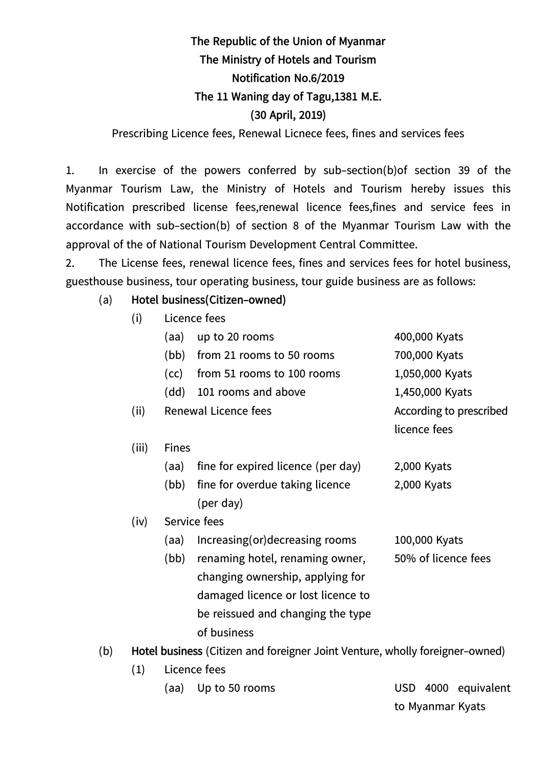**The Republic of the Union of Myanmar**
**The Ministry of Hotels and Tourism**
**Notification No.6/2019**
**The 11 Waning day of Tagu,1381 M.E.**
**(30 April, 2019)**

Prescribing Licence fees, Renewal Licnece fees, fines and services fees

1. In exercise of the powers conferred by sub-section(b)of section 39 of the Myanmar Tourism Law, the Ministry of Hotels and Tourism hereby issues this Notification prescribed license fees,renewal licence fees,fines and service fees in accordance with sub-section(b) of section 8 of the Myanmar Tourism Law with the approval of the of National Tourism Development Central Committee.

2. The License fees, renewal licence fees, fines and services fees for hotel business, guesthouse business, tour operating business, tour guide business are as follows:

(a) **Hotel business(Citizen-owned)**

- (i) Licence fees
  - (aa) up to 20 rooms — 400,000 Kyats
  - (bb) from 21 rooms to 50 rooms — 700,000 Kyats
  - (cc) from 51 rooms to 100 rooms — 1,050,000 Kyats
  - (dd) 101 rooms and above — 1,450,000 Kyats
- (ii) Renewal Licence fees — According to prescribed licence fees
- (iii) Fines
  - (aa) fine for expired licence (per day) — 2,000 Kyats
  - (bb) fine for overdue taking licence (per day) — 2,000 Kyats
- (iv) Service fees
  - (aa) Increasing(or)decreasing rooms — 100,000 Kyats
  - (bb) renaming hotel, renaming owner, changing ownership, applying for damaged licence or lost licence to be reissued and changing the type of business — 50% of licence fees

(b) **Hotel business** (Citizen and foreigner Joint Venture, wholly foreigner-owned)

- (1) Licence fees
  - (aa) Up to 50 rooms — USD 4000 equivalent to Myanmar Kyats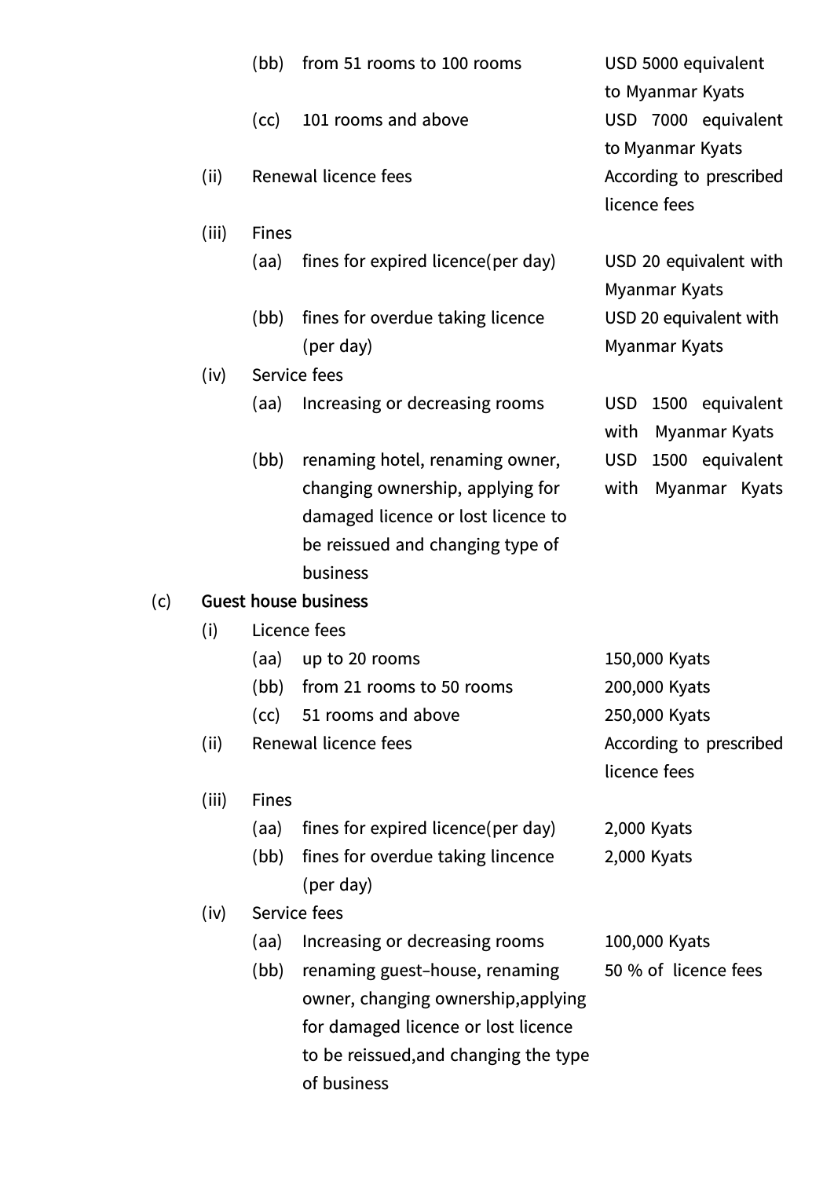(bb) from 51 rooms to 100 rooms — USD 5000 equivalent to Myanmar Kyats

(cc) 101 rooms and above — USD 7000 equivalent to Myanmar Kyats

(ii) Renewal licence fees — According to prescribed licence fees

(iii) Fines

(aa) fines for expired licence(per day) — USD 20 equivalent with Myanmar Kyats

(bb) fines for overdue taking licence (per day) — USD 20 equivalent with Myanmar Kyats

(iv) Service fees

(aa) Increasing or decreasing rooms — USD 1500 equivalent with Myanmar Kyats

(bb) renaming hotel, renaming owner, changing ownership, applying for damaged licence or lost licence to be reissued and changing type of business — USD 1500 equivalent with Myanmar Kyats

(c) **Guest house business**

(i) Licence fees

(aa) up to 20 rooms — 150,000 Kyats

(bb) from 21 rooms to 50 rooms — 200,000 Kyats

(cc) 51 rooms and above — 250,000 Kyats

(ii) Renewal licence fees — According to prescribed licence fees

(iii) Fines

(aa) fines for expired licence(per day) — 2,000 Kyats

(bb) fines for overdue taking lincence (per day) — 2,000 Kyats

(iv) Service fees

(aa) Increasing or decreasing rooms — 100,000 Kyats

(bb) renaming guest-house, renaming owner, changing ownership,applying for damaged licence or lost licence to be reissued,and changing the type of business — 50 % of licence fees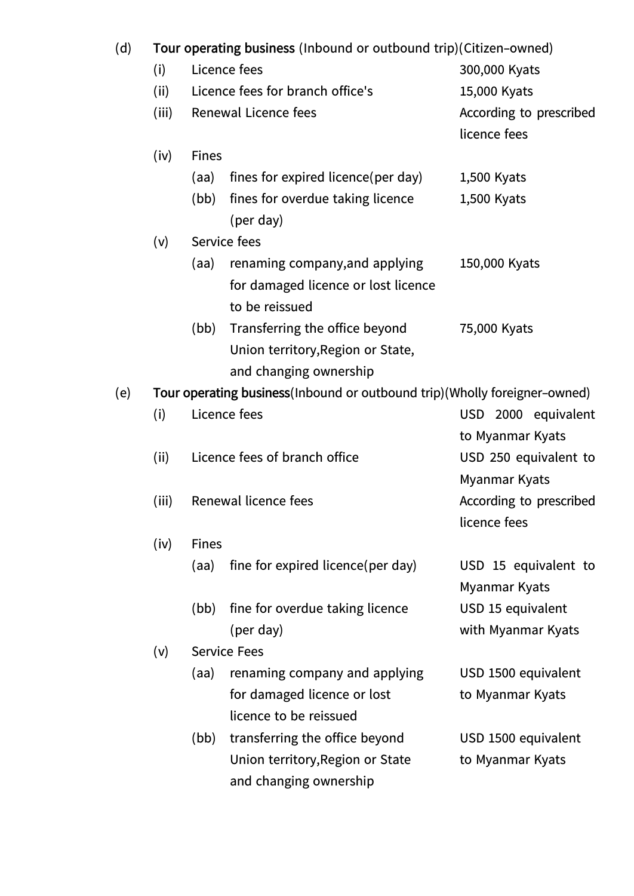(d) **Tour operating business** (Inbound or outbound trip)(Citizen–owned)

| | | | |
|---|---|---|---|
| (i) | Licence fees | | 300,000 Kyats |
| (ii) | Licence fees for branch office's | | 15,000 Kyats |
| (iii) | Renewal Licence fees | | According to prescribed licence fees |
| (iv) | Fines | | |
| | (aa) | fines for expired licence(per day) | 1,500 Kyats |
| | (bb) | fines for overdue taking licence (per day) | 1,500 Kyats |
| (v) | Service fees | | |
| | (aa) | renaming company,and applying for damaged licence or lost licence to be reissued | 150,000 Kyats |
| | (bb) | Transferring the office beyond Union territory,Region or State, and changing ownership | 75,000 Kyats |

(e) **Tour operating business**(Inbound or outbound trip)(Wholly foreigner–owned)

| | | | |
|---|---|---|---|
| (i) | Licence fees | | USD 2000 equivalent to Myanmar Kyats |
| (ii) | Licence fees of branch office | | USD 250 equivalent to Myanmar Kyats |
| (iii) | Renewal licence fees | | According to prescribed licence fees |
| (iv) | Fines | | |
| | (aa) | fine for expired licence(per day) | USD 15 equivalent to Myanmar Kyats |
| | (bb) | fine for overdue taking licence (per day) | USD 15 equivalent with Myanmar Kyats |
| (v) | Service Fees | | |
| | (aa) | renaming company and applying for damaged licence or lost licence to be reissued | USD 1500 equivalent to Myanmar Kyats |
| | (bb) | transferring the office beyond Union territory,Region or State and changing ownership | USD 1500 equivalent to Myanmar Kyats |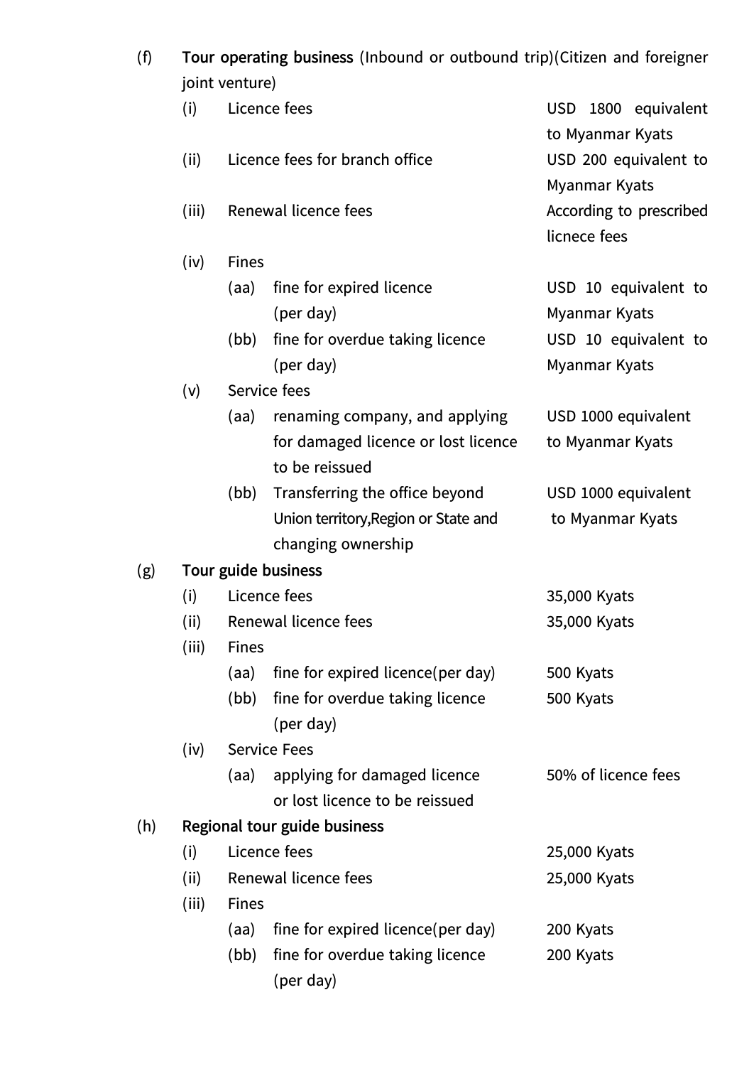(f) **Tour operating business** (Inbound or outbound trip)(Citizen and foreigner joint venture)

| | | | |
|---|---|---|---|
| (i) | Licence fees | | USD 1800 equivalent to Myanmar Kyats |
| (ii) | Licence fees for branch office | | USD 200 equivalent to Myanmar Kyats |
| (iii) | Renewal licence fees | | According to prescribed licnece fees |
| (iv) | Fines | | |
| | (aa) | fine for expired licence (per day) | USD 10 equivalent to Myanmar Kyats |
| | (bb) | fine for overdue taking licence (per day) | USD 10 equivalent to Myanmar Kyats |
| (v) | Service fees | | |
| | (aa) | renaming company, and applying for damaged licence or lost licence to be reissued | USD 1000 equivalent to Myanmar Kyats |
| | (bb) | Transferring the office beyond Union territory,Region or State and changing ownership | USD 1000 equivalent to Myanmar Kyats |

(g) **Tour guide business**

| | | | |
|---|---|---|---|
| (i) | Licence fees | | 35,000 Kyats |
| (ii) | Renewal licence fees | | 35,000 Kyats |
| (iii) | Fines | | |
| | (aa) | fine for expired licence(per day) | 500 Kyats |
| | (bb) | fine for overdue taking licence (per day) | 500 Kyats |
| (iv) | Service Fees | | |
| | (aa) | applying for damaged licence or lost licence to be reissued | 50% of licence fees |

(h) **Regional tour guide business**

| | | | |
|---|---|---|---|
| (i) | Licence fees | | 25,000 Kyats |
| (ii) | Renewal licence fees | | 25,000 Kyats |
| (iii) | Fines | | |
| | (aa) | fine for expired licence(per day) | 200 Kyats |
| | (bb) | fine for overdue taking licence (per day) | 200 Kyats |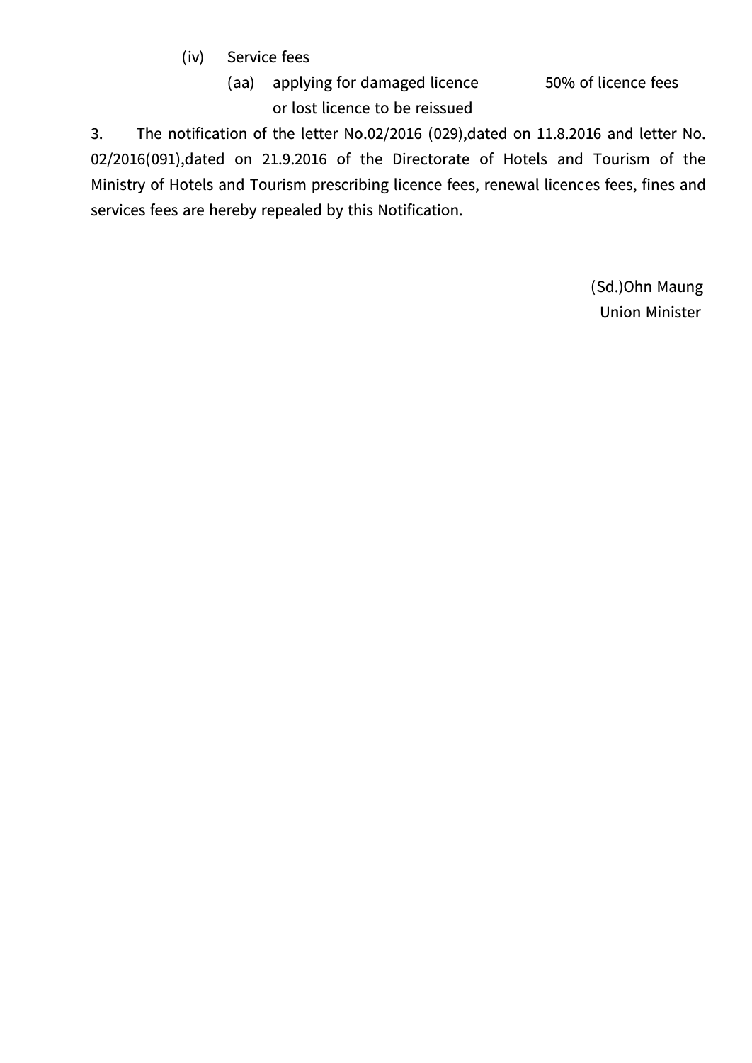(iv) Service fees

| | | |
|---|---|---|
| (aa) | applying for damaged licence or lost licence to be reissued | 50% of licence fees |

3. The notification of the letter No.02/2016 (029),dated on 11.8.2016 and letter No. 02/2016(091),dated on 21.9.2016 of the Directorate of Hotels and Tourism of the Ministry of Hotels and Tourism prescribing licence fees, renewal licences fees, fines and services fees are hereby repealed by this Notification.

(Sd.)Ohn Maung
Union Minister